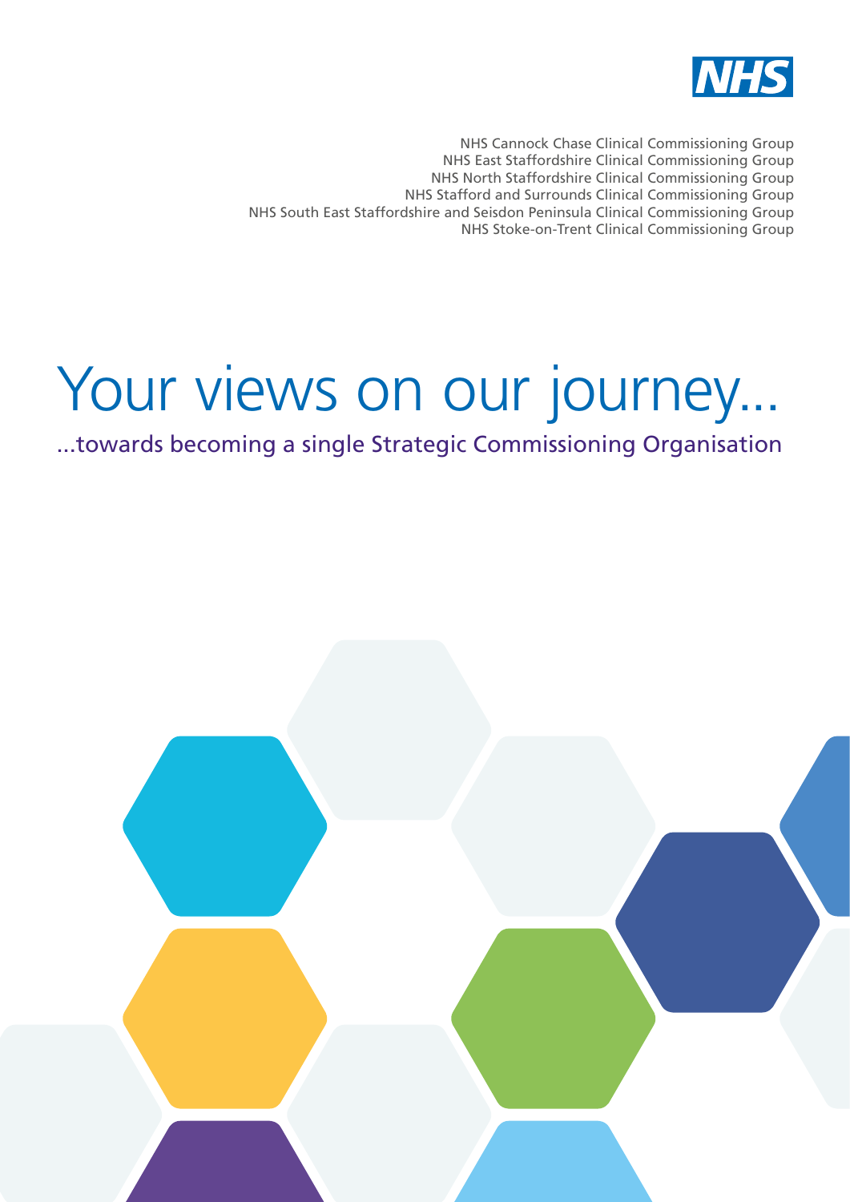NHS

NHS Cannock Chase Clinical Commissioning Group
NHS East Staffordshire Clinical Commissioning Group
NHS North Staffordshire Clinical Commissioning Group
NHS Stafford and Surrounds Clinical Commissioning Group
NHS South East Staffordshire and Seisdon Peninsula Clinical Commissioning Group
NHS Stoke-on-Trent Clinical Commissioning Group

# Your views on our journey...

...towards becoming a single Strategic Commissioning Organisation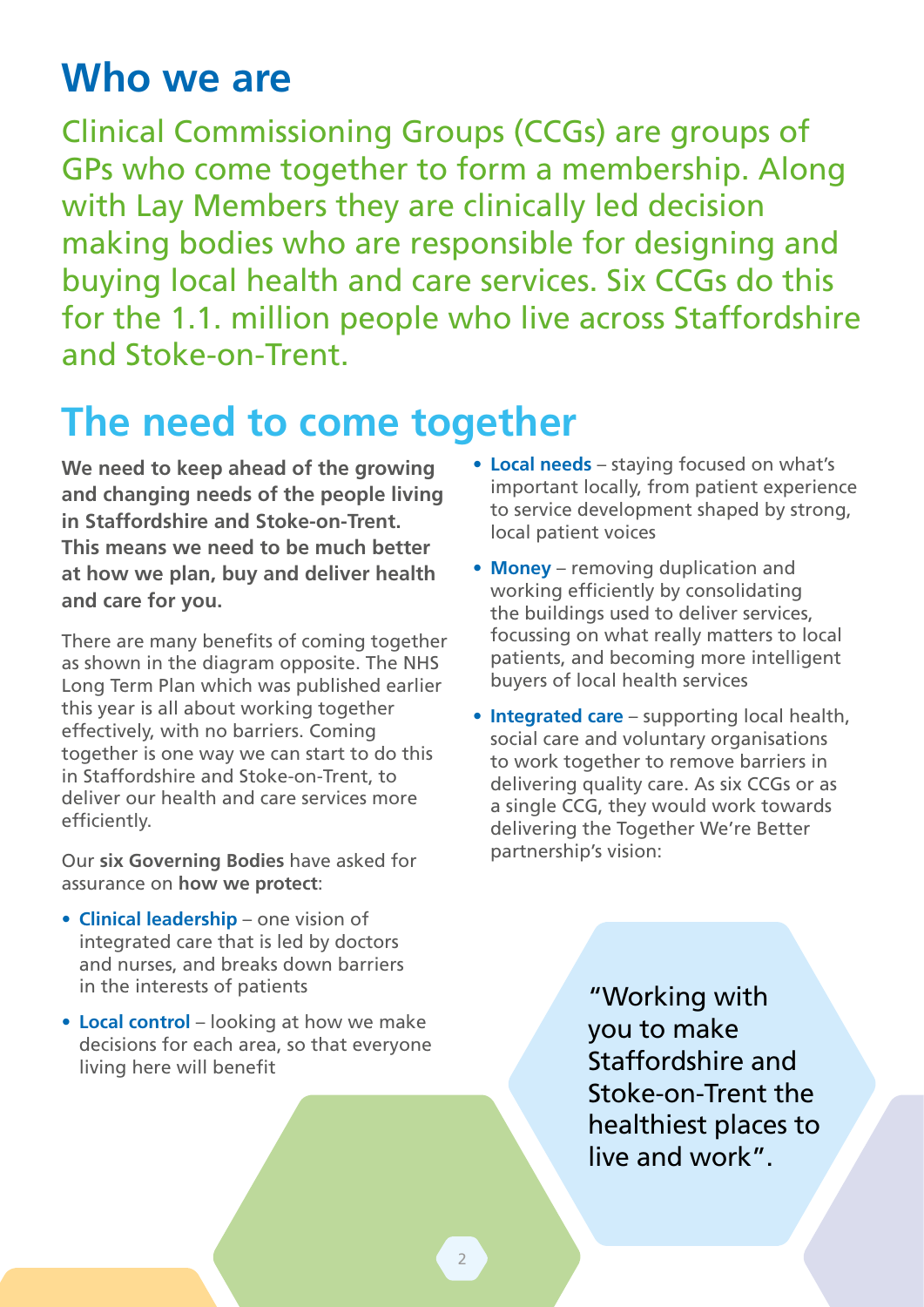# Who we are

Clinical Commissioning Groups (CCGs) are groups of GPs who come together to form a membership. Along with Lay Members they are clinically led decision making bodies who are responsible for designing and buying local health and care services. Six CCGs do this for the 1.1. million people who live across Staffordshire and Stoke-on-Trent.

# The need to come together

**We need to keep ahead of the growing and changing needs of the people living in Staffordshire and Stoke-on-Trent. This means we need to be much better at how we plan, buy and deliver health and care for you.**

There are many benefits of coming together as shown in the diagram opposite. The NHS Long Term Plan which was published earlier this year is all about working together effectively, with no barriers. Coming together is one way we can start to do this in Staffordshire and Stoke-on-Trent, to deliver our health and care services more efficiently.

Our **six Governing Bodies** have asked for assurance on **how we protect**:

- **Clinical leadership** – one vision of integrated care that is led by doctors and nurses, and breaks down barriers in the interests of patients
- **Local control** – looking at how we make decisions for each area, so that everyone living here will benefit
- **Local needs** – staying focused on what's important locally, from patient experience to service development shaped by strong, local patient voices
- **Money** – removing duplication and working efficiently by consolidating the buildings used to deliver services, focussing on what really matters to local patients, and becoming more intelligent buyers of local health services
- **Integrated care** – supporting local health, social care and voluntary organisations to work together to remove barriers in delivering quality care. As six CCGs or as a single CCG, they would work towards delivering the Together We're Better partnership's vision:

"Working with you to make Staffordshire and Stoke-on-Trent the healthiest places to live and work".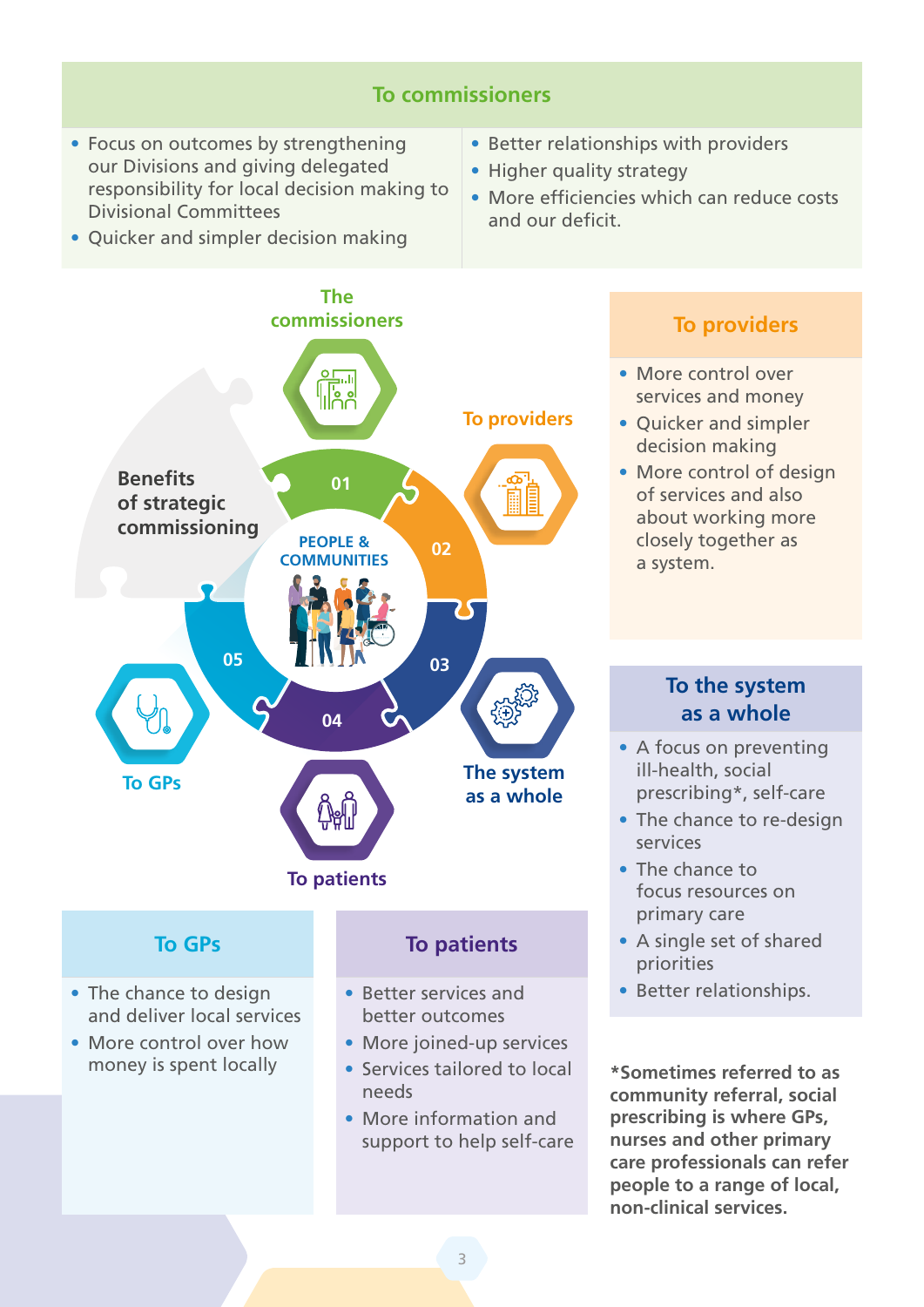## To commissioners

- Focus on outcomes by strengthening our Divisions and giving delegated responsibility for local decision making to Divisional Committees
- Quicker and simpler decision making
- Better relationships with providers
- Higher quality strategy
- More efficiencies which can reduce costs and our deficit.

**Benefits of strategic commissioning**

PEOPLE & COMMUNITIES

01 The commissioners

02 To providers

03 The system as a whole

04 To patients

05 To GPs

## To providers

- More control over services and money
- Quicker and simpler decision making
- More control of design of services and also about working more closely together as a system.

## To the system as a whole

- A focus on preventing ill-health, social prescribing*, self-care
- The chance to re-design services
- The chance to focus resources on primary care
- A single set of shared priorities
- Better relationships.

## To GPs

- The chance to design and deliver local services
- More control over how money is spent locally

## To patients

- Better services and better outcomes
- More joined-up services
- Services tailored to local needs
- More information and support to help self-care

**\*Sometimes referred to as community referral, social prescribing is where GPs, nurses and other primary care professionals can refer people to a range of local, non-clinical services.**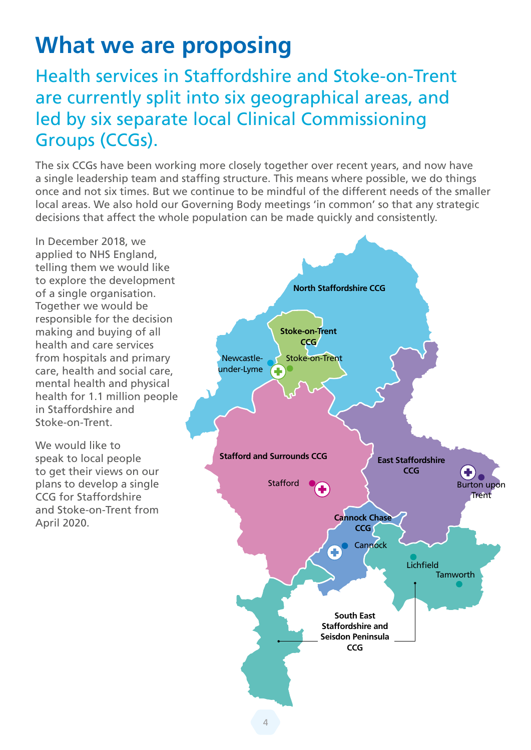# What we are proposing

## Health services in Staffordshire and Stoke-on-Trent are currently split into six geographical areas, and led by six separate local Clinical Commissioning Groups (CCGs).

The six CCGs have been working more closely together over recent years, and now have a single leadership team and staffing structure. This means where possible, we do things once and not six times. But we continue to be mindful of the different needs of the smaller local areas. We also hold our Governing Body meetings 'in common' so that any strategic decisions that affect the whole population can be made quickly and consistently.

In December 2018, we applied to NHS England, telling them we would like to explore the development of a single organisation. Together we would be responsible for the decision making and buying of all health and care services from hospitals and primary care, health and social care, mental health and physical health for 1.1 million people in Staffordshire and Stoke-on-Trent.

We would like to speak to local people to get their views on our plans to develop a single CCG for Staffordshire and Stoke-on-Trent from April 2020.

North Staffordshire CCG

Stoke-on-Trent CCG

Newcastle-under-Lyme

Stoke-on-Trent

Stafford and Surrounds CCG

Stafford

East Staffordshire CCG

Burton upon Trent

Cannock Chase CCG

Cannock

Lichfield

Tamworth

South East Staffordshire and Seisdon Peninsula CCG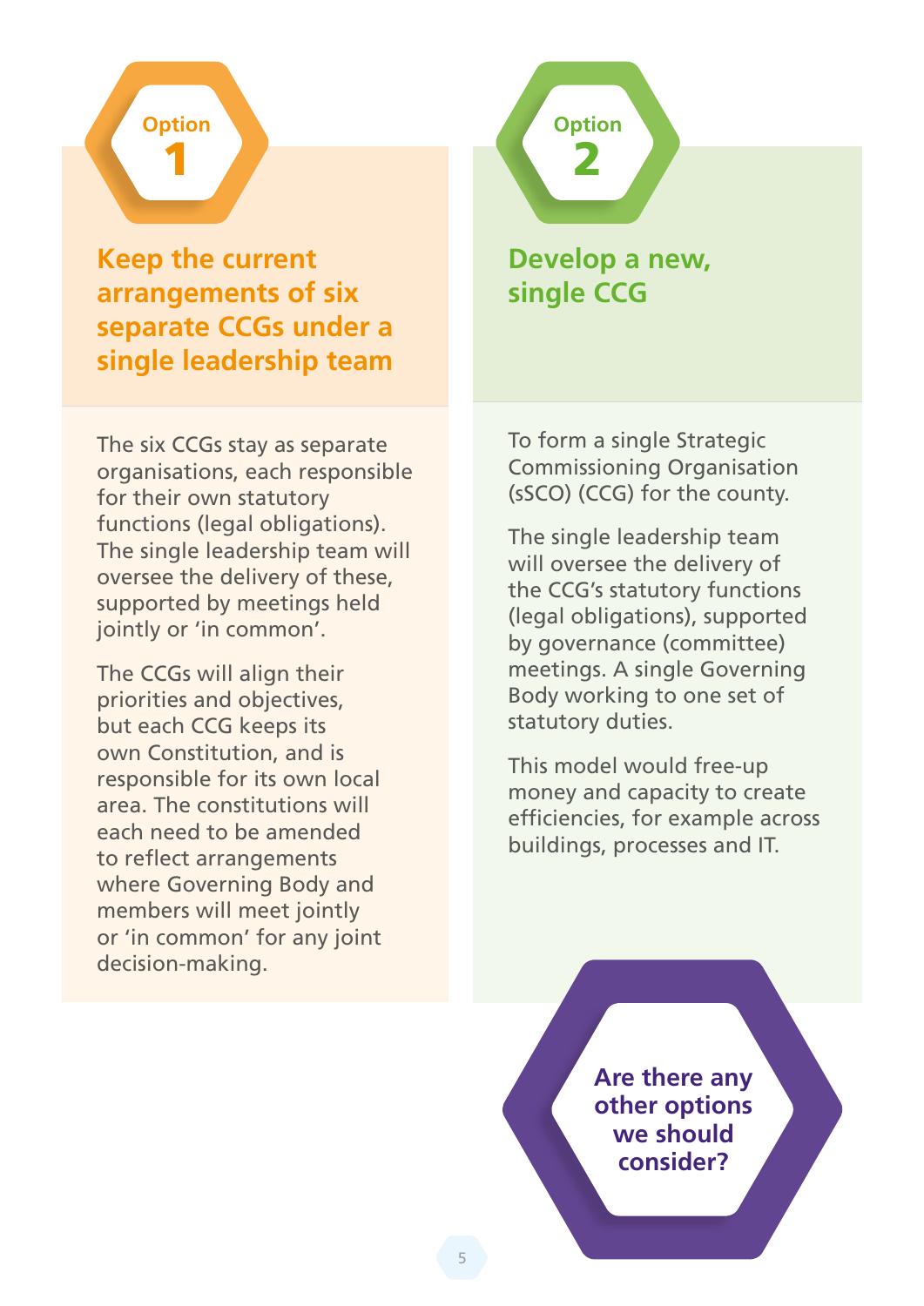## Option 1

### Keep the current arrangements of six separate CCGs under a single leadership team

The six CCGs stay as separate organisations, each responsible for their own statutory functions (legal obligations). The single leadership team will oversee the delivery of these, supported by meetings held jointly or 'in common'.

The CCGs will align their priorities and objectives, but each CCG keeps its own Constitution, and is responsible for its own local area. The constitutions will each need to be amended to reflect arrangements where Governing Body and members will meet jointly or 'in common' for any joint decision-making.

## Option 2

### Develop a new, single CCG

To form a single Strategic Commissioning Organisation (sSCO) (CCG) for the county.

The single leadership team will oversee the delivery of the CCG's statutory functions (legal obligations), supported by governance (committee) meetings. A single Governing Body working to one set of statutory duties.

This model would free-up money and capacity to create efficiencies, for example across buildings, processes and IT.

**Are there any other options we should consider?**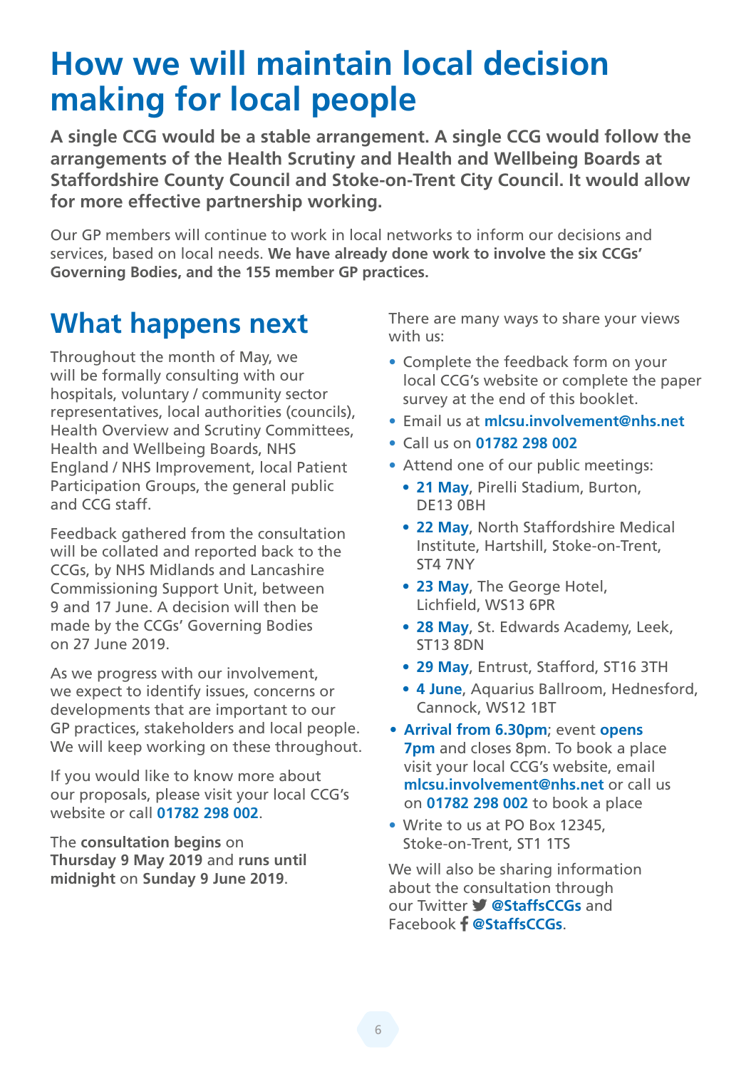# How we will maintain local decision making for local people

**A single CCG would be a stable arrangement. A single CCG would follow the arrangements of the Health Scrutiny and Health and Wellbeing Boards at Staffordshire County Council and Stoke-on-Trent City Council. It would allow for more effective partnership working.**

Our GP members will continue to work in local networks to inform our decisions and services, based on local needs. **We have already done work to involve the six CCGs' Governing Bodies, and the 155 member GP practices.**

## What happens next

Throughout the month of May, we will be formally consulting with our hospitals, voluntary / community sector representatives, local authorities (councils), Health Overview and Scrutiny Committees, Health and Wellbeing Boards, NHS England / NHS Improvement, local Patient Participation Groups, the general public and CCG staff.

Feedback gathered from the consultation will be collated and reported back to the CCGs, by NHS Midlands and Lancashire Commissioning Support Unit, between 9 and 17 June. A decision will then be made by the CCGs' Governing Bodies on 27 June 2019.

As we progress with our involvement, we expect to identify issues, concerns or developments that are important to our GP practices, stakeholders and local people. We will keep working on these throughout.

If you would like to know more about our proposals, please visit your local CCG's website or call **01782 298 002**.

The **consultation begins** on **Thursday 9 May 2019** and **runs until midnight** on **Sunday 9 June 2019**.

There are many ways to share your views with us:

- Complete the feedback form on your local CCG's website or complete the paper survey at the end of this booklet.
- Email us at **mlcsu.involvement@nhs.net**
- Call us on **01782 298 002**
- Attend one of our public meetings:
  - **21 May**, Pirelli Stadium, Burton, DE13 0BH
  - **22 May**, North Staffordshire Medical Institute, Hartshill, Stoke-on-Trent, ST4 7NY
  - **23 May**, The George Hotel, Lichfield, WS13 6PR
  - **28 May**, St. Edwards Academy, Leek, ST13 8DN
  - **29 May**, Entrust, Stafford, ST16 3TH
  - **4 June**, Aquarius Ballroom, Hednesford, Cannock, WS12 1BT
- **Arrival from 6.30pm**; event **opens 7pm** and closes 8pm. To book a place visit your local CCG's website, email **mlcsu.involvement@nhs.net** or call us on **01782 298 002** to book a place
- Write to us at PO Box 12345, Stoke-on-Trent, ST1 1TS

We will also be sharing information about the consultation through our Twitter **@StaffsCCGs** and Facebook **@StaffsCCGs**.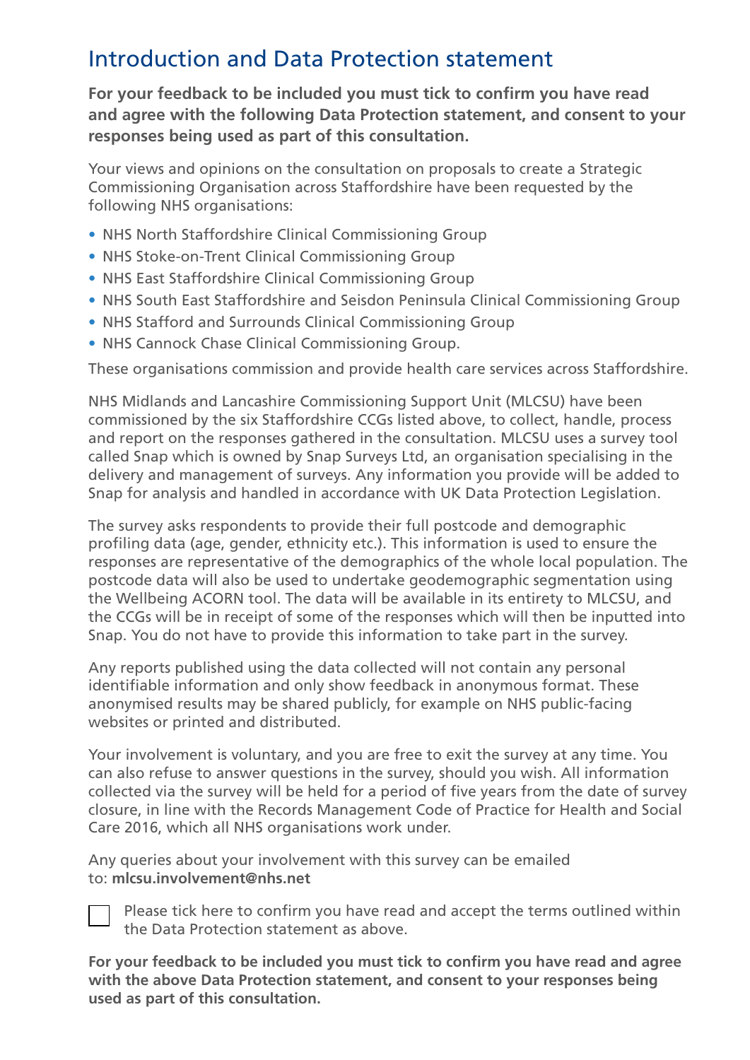## Introduction and Data Protection statement

**For your feedback to be included you must tick to confirm you have read and agree with the following Data Protection statement, and consent to your responses being used as part of this consultation.**

Your views and opinions on the consultation on proposals to create a Strategic Commissioning Organisation across Staffordshire have been requested by the following NHS organisations:

- NHS North Staffordshire Clinical Commissioning Group
- NHS Stoke-on-Trent Clinical Commissioning Group
- NHS East Staffordshire Clinical Commissioning Group
- NHS South East Staffordshire and Seisdon Peninsula Clinical Commissioning Group
- NHS Stafford and Surrounds Clinical Commissioning Group
- NHS Cannock Chase Clinical Commissioning Group.

These organisations commission and provide health care services across Staffordshire.

NHS Midlands and Lancashire Commissioning Support Unit (MLCSU) have been commissioned by the six Staffordshire CCGs listed above, to collect, handle, process and report on the responses gathered in the consultation. MLCSU uses a survey tool called Snap which is owned by Snap Surveys Ltd, an organisation specialising in the delivery and management of surveys. Any information you provide will be added to Snap for analysis and handled in accordance with UK Data Protection Legislation.

The survey asks respondents to provide their full postcode and demographic profiling data (age, gender, ethnicity etc.). This information is used to ensure the responses are representative of the demographics of the whole local population. The postcode data will also be used to undertake geodemographic segmentation using the Wellbeing ACORN tool. The data will be available in its entirety to MLCSU, and the CCGs will be in receipt of some of the responses which will then be inputted into Snap. You do not have to provide this information to take part in the survey.

Any reports published using the data collected will not contain any personal identifiable information and only show feedback in anonymous format. These anonymised results may be shared publicly, for example on NHS public-facing websites or printed and distributed.

Your involvement is voluntary, and you are free to exit the survey at any time. You can also refuse to answer questions in the survey, should you wish. All information collected via the survey will be held for a period of five years from the date of survey closure, in line with the Records Management Code of Practice for Health and Social Care 2016, which all NHS organisations work under.

Any queries about your involvement with this survey can be emailed to: **mlcsu.involvement@nhs.net**

☐ Please tick here to confirm you have read and accept the terms outlined within the Data Protection statement as above.

**For your feedback to be included you must tick to confirm you have read and agree with the above Data Protection statement, and consent to your responses being used as part of this consultation.**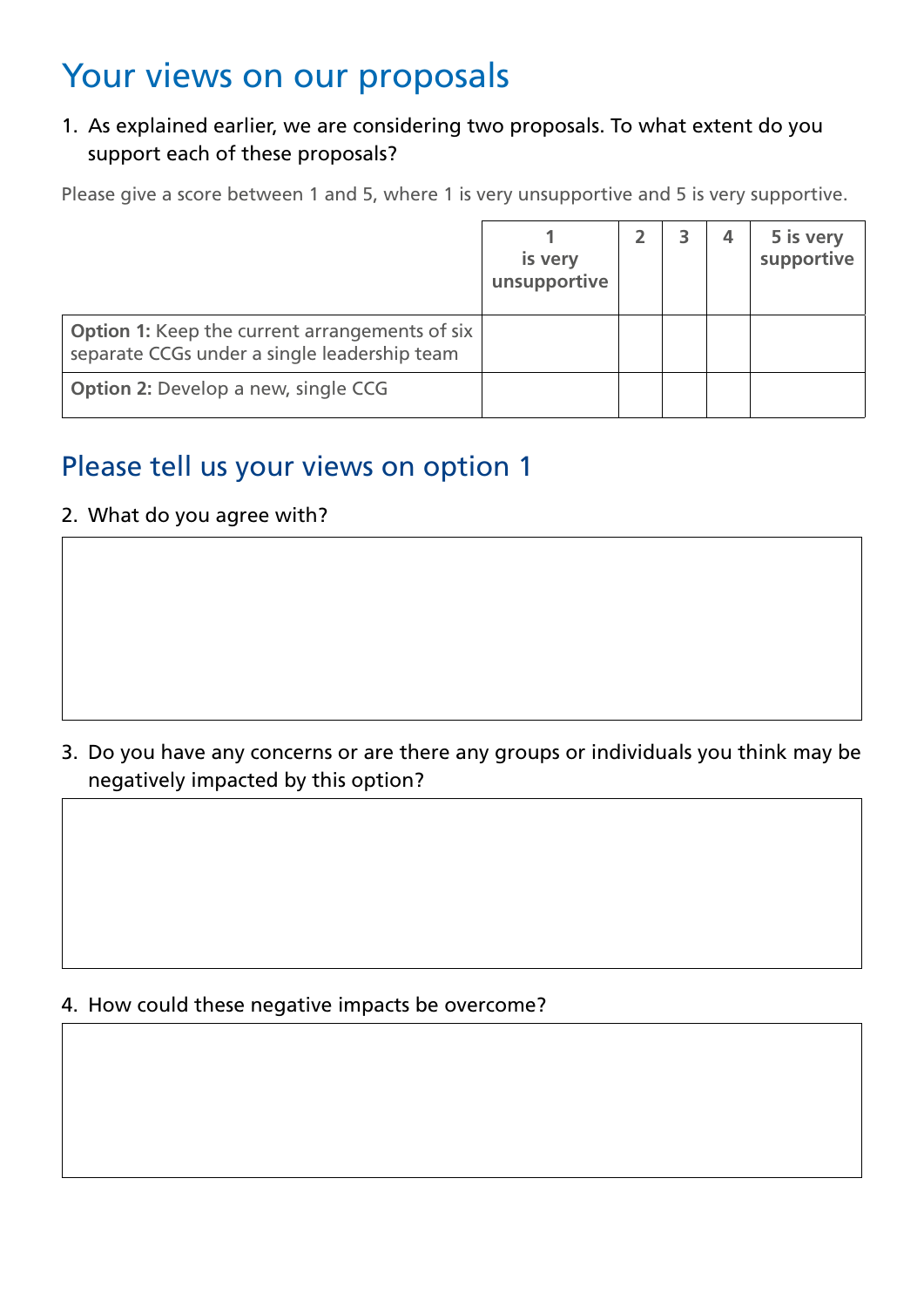# Your views on our proposals

1. As explained earlier, we are considering two proposals. To what extent do you support each of these proposals?

Please give a score between 1 and 5, where 1 is very unsupportive and 5 is very supportive.

| | 1 is very unsupportive | 2 | 3 | 4 | 5 is very supportive |
|---|---|---|---|---|---|
| **Option 1:** Keep the current arrangements of six separate CCGs under a single leadership team | | | | | |
| **Option 2:** Develop a new, single CCG | | | | | |

## Please tell us your views on option 1

2. What do you agree with?

3. Do you have any concerns or are there any groups or individuals you think may be negatively impacted by this option?

4. How could these negative impacts be overcome?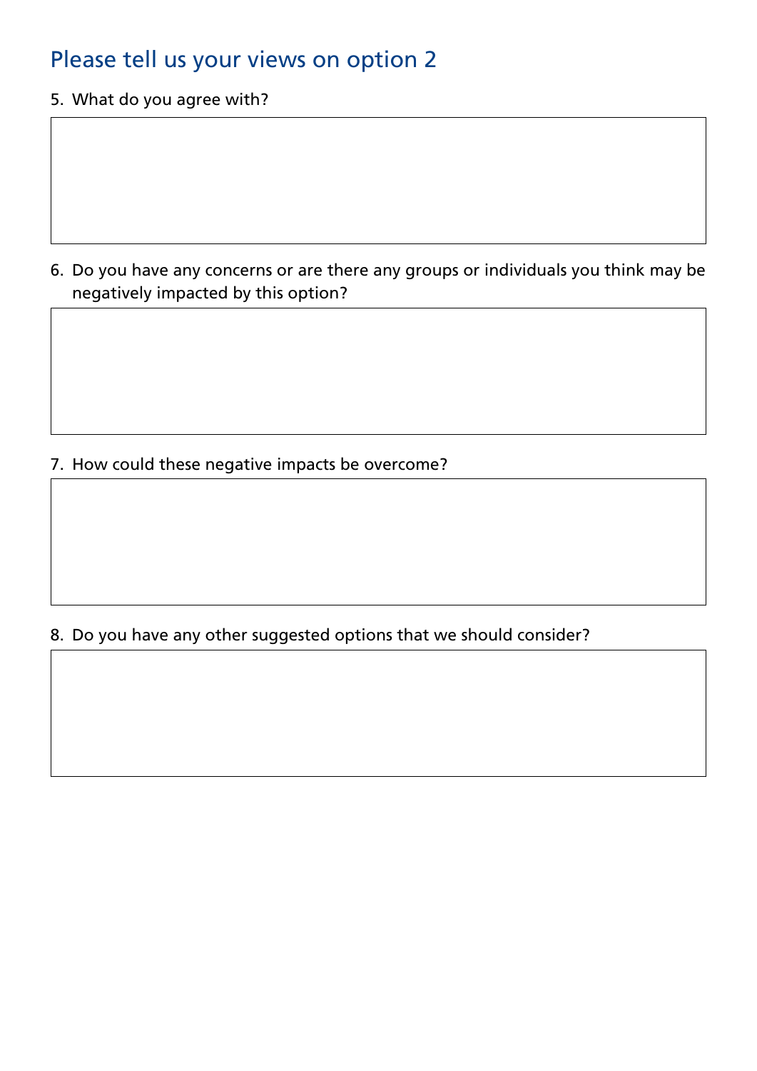## Please tell us your views on option 2

5. What do you agree with?

6. Do you have any concerns or are there any groups or individuals you think may be negatively impacted by this option?

7. How could these negative impacts be overcome?

8. Do you have any other suggested options that we should consider?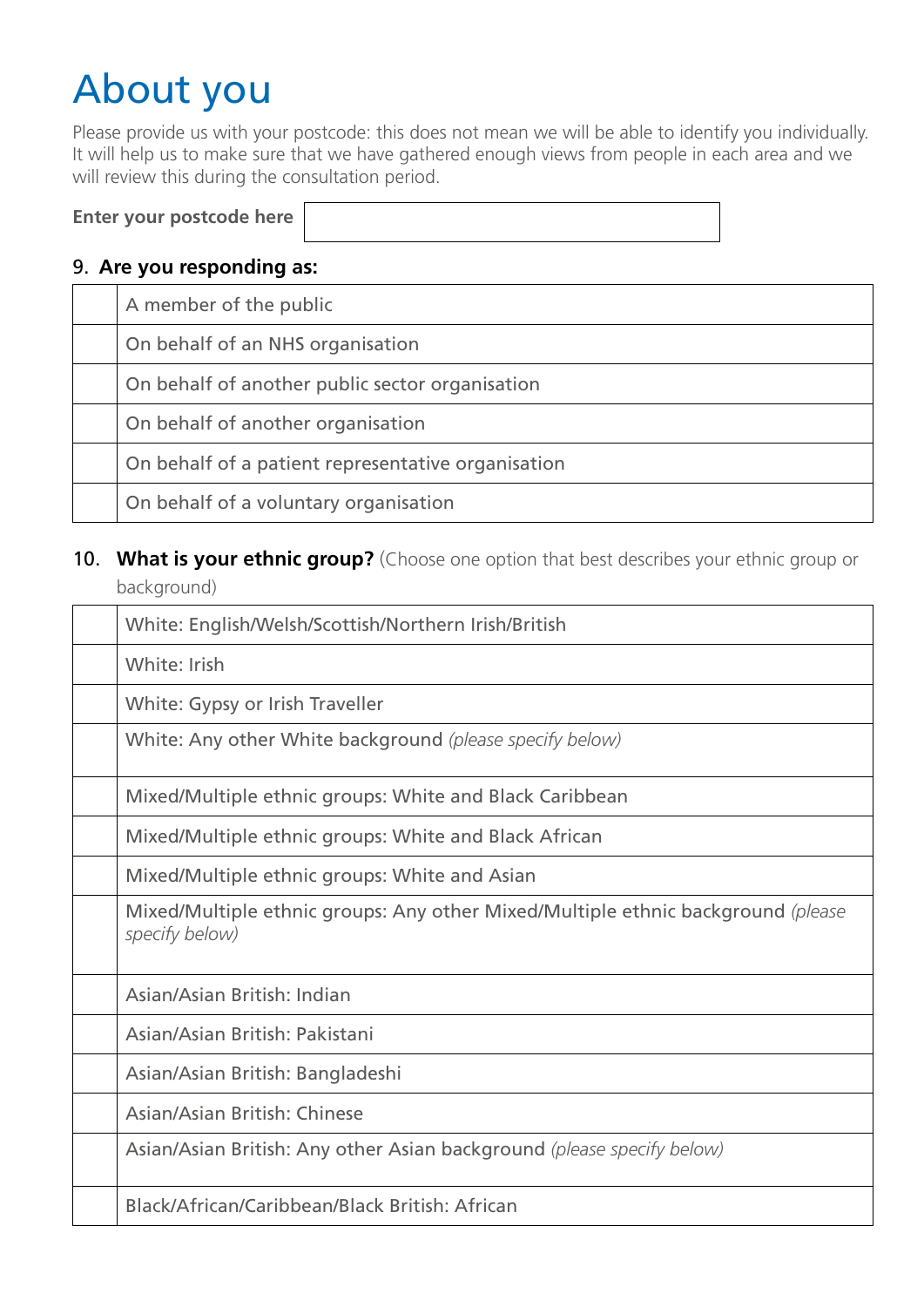# About you

Please provide us with your postcode: this does not mean we will be able to identify you individually. It will help us to make sure that we have gathered enough views from people in each area and we will review this during the consultation period.

**Enter your postcode here**

9. **Are you responding as:**

| | |
|---|---|
| | A member of the public |
| | On behalf of an NHS organisation |
| | On behalf of another public sector organisation |
| | On behalf of another organisation |
| | On behalf of a patient representative organisation |
| | On behalf of a voluntary organisation |

10. **What is your ethnic group?** (Choose one option that best describes your ethnic group or background)

| | |
|---|---|
| | White: English/Welsh/Scottish/Northern Irish/British |
| | White: Irish |
| | White: Gypsy or Irish Traveller |
| | White: Any other White background *(please specify below)* |
| | Mixed/Multiple ethnic groups: White and Black Caribbean |
| | Mixed/Multiple ethnic groups: White and Black African |
| | Mixed/Multiple ethnic groups: White and Asian |
| | Mixed/Multiple ethnic groups: Any other Mixed/Multiple ethnic background *(please specify below)* |
| | Asian/Asian British: Indian |
| | Asian/Asian British: Pakistani |
| | Asian/Asian British: Bangladeshi |
| | Asian/Asian British: Chinese |
| | Asian/Asian British: Any other Asian background *(please specify below)* |
| | Black/African/Caribbean/Black British: African |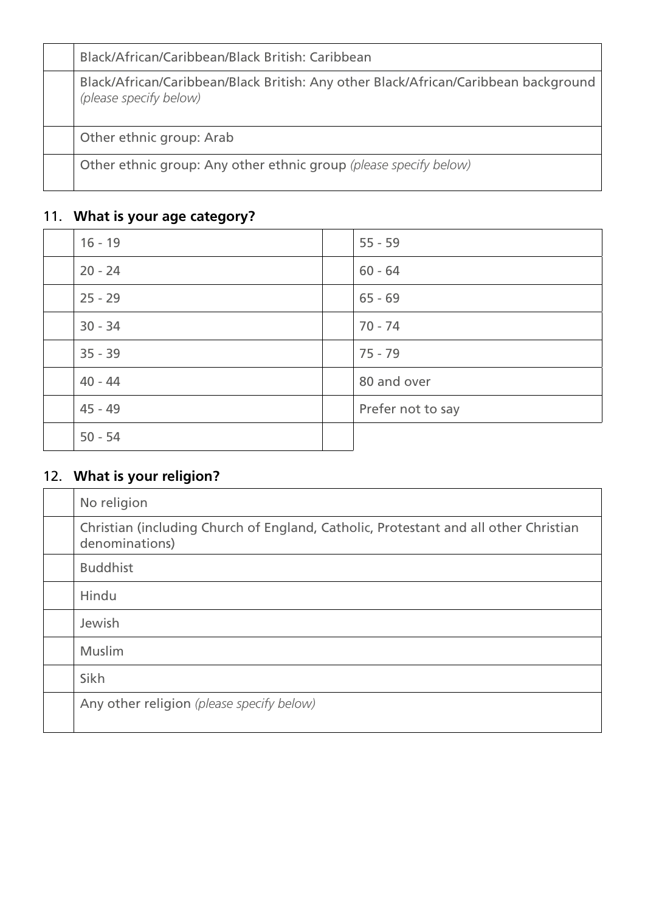| | |
|---|---|
| | Black/African/Caribbean/Black British: Caribbean |
| | Black/African/Caribbean/Black British: Any other Black/African/Caribbean background *(please specify below)* |
| | Other ethnic group: Arab |
| | Other ethnic group: Any other ethnic group *(please specify below)* |

11. **What is your age category?**

| | | | |
|---|---|---|---|
| | 16 - 19 | | 55 - 59 |
| | 20 - 24 | | 60 - 64 |
| | 25 - 29 | | 65 - 69 |
| | 30 - 34 | | 70 - 74 |
| | 35 - 39 | | 75 - 79 |
| | 40 - 44 | | 80 and over |
| | 45 - 49 | | Prefer not to say |
| | 50 - 54 | | |

12. **What is your religion?**

| | |
|---|---|
| | No religion |
| | Christian (including Church of England, Catholic, Protestant and all other Christian denominations) |
| | Buddhist |
| | Hindu |
| | Jewish |
| | Muslim |
| | Sikh |
| | Any other religion *(please specify below)* |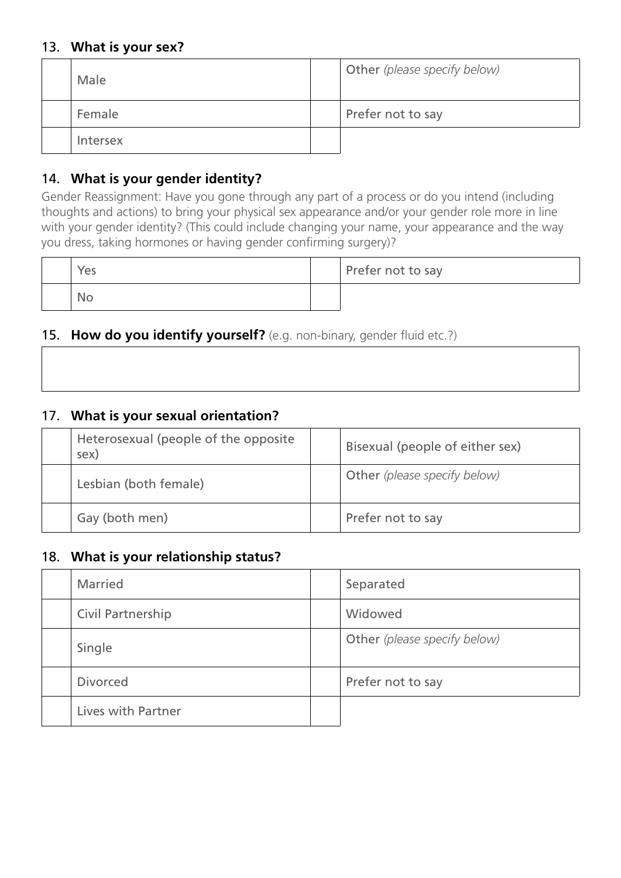13. **What is your sex?**

| | | | |
|---|---|---|---|
| | Male | | Other *(please specify below)* |
| | Female | | Prefer not to say |
| | Intersex | | |

14. **What is your gender identity?**

Gender Reassignment: Have you gone through any part of a process or do you intend (including thoughts and actions) to bring your physical sex appearance and/or your gender role more in line with your gender identity? (This could include changing your name, your appearance and the way you dress, taking hormones or having gender confirming surgery)?

| | | | |
|---|---|---|---|
| | Yes | | Prefer not to say |
| | No | | |

15. **How do you identify yourself?** (e.g. non-binary, gender fluid etc.?)

| |
|---|
| |

17. **What is your sexual orientation?**

| | | | |
|---|---|---|---|
| | Heterosexual (people of the opposite sex) | | Bisexual (people of either sex) |
| | Lesbian (both female) | | Other *(please specify below)* |
| | Gay (both men) | | Prefer not to say |

18. **What is your relationship status?**

| | | | |
|---|---|---|---|
| | Married | | Separated |
| | Civil Partnership | | Widowed |
| | Single | | Other *(please specify below)* |
| | Divorced | | Prefer not to say |
| | Lives with Partner | | |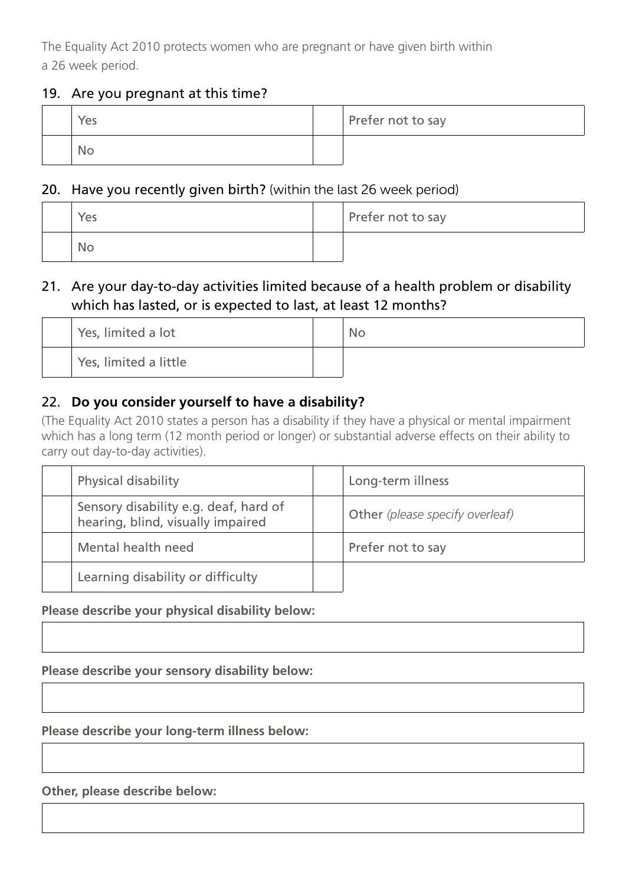The Equality Act 2010 protects women who are pregnant or have given birth within a 26 week period.

### 19. Are you pregnant at this time?

| | | | |
|---|---|---|---|
| | Yes | | Prefer not to say |
| | No | | |

### 20. Have you recently given birth? (within the last 26 week period)

| | | | |
|---|---|---|---|
| | Yes | | Prefer not to say |
| | No | | |

### 21. Are your day-to-day activities limited because of a health problem or disability which has lasted, or is expected to last, at least 12 months?

| | | | |
|---|---|---|---|
| | Yes, limited a lot | | No |
| | Yes, limited a little | | |

### 22. **Do you consider yourself to have a disability?**

(The Equality Act 2010 states a person has a disability if they have a physical or mental impairment which has a long term (12 month period or longer) or substantial adverse effects on their ability to carry out day-to-day activities).

| | | | |
|---|---|---|---|
| | Physical disability | | Long-term illness |
| | Sensory disability e.g. deaf, hard of hearing, blind, visually impaired | | Other *(please specify overleaf)* |
| | Mental health need | | Prefer not to say |
| | Learning disability or difficulty | | |

**Please describe your physical disability below:**

**Please describe your sensory disability below:**

**Please describe your long-term illness below:**

**Other, please describe below:**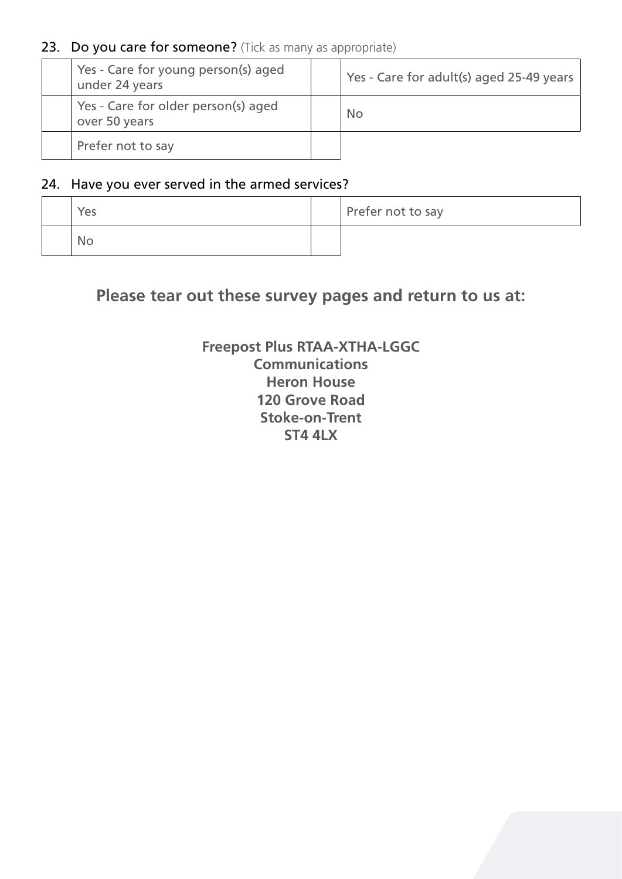**23. Do you care for someone?** (Tick as many as appropriate)

| | | | |
|---|---|---|---|
| | Yes - Care for young person(s) aged under 24 years | | Yes - Care for adult(s) aged 25-49 years |
| | Yes - Care for older person(s) aged over 50 years | | No |
| | Prefer not to say | | |

**24. Have you ever served in the armed services?**

| | | | |
|---|---|---|---|
| | Yes | | Prefer not to say |
| | No | | |

## Please tear out these survey pages and return to us at:

**Freepost Plus RTAA-XTHA-LGGC**
**Communications**
**Heron House**
**120 Grove Road**
**Stoke-on-Trent**
**ST4 4LX**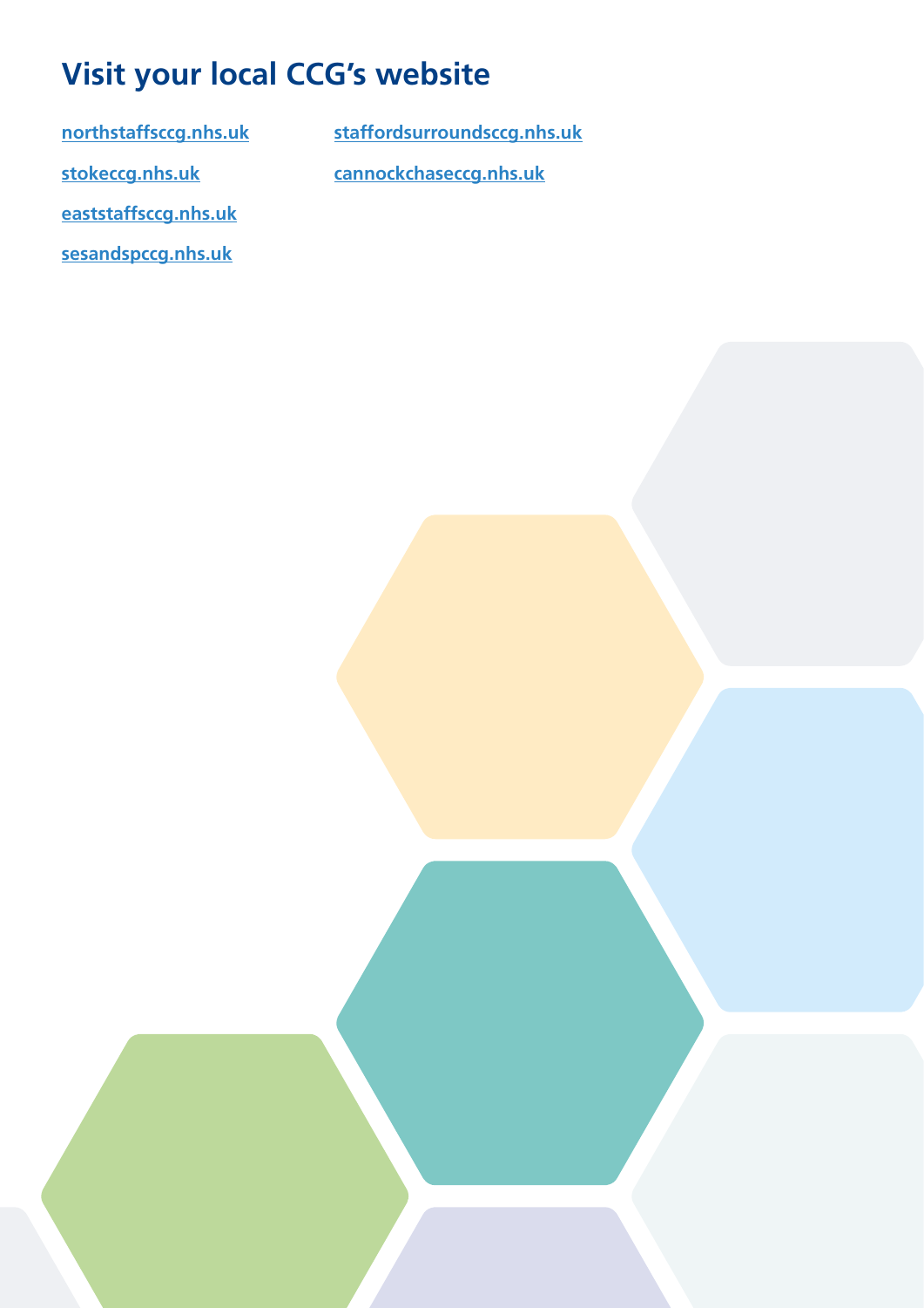## Visit your local CCG's website

northstaffsccg.nhs.uk

stokeccg.nhs.uk

eaststaffsccg.nhs.uk

sesandspccg.nhs.uk

staffordsurroundsccg.nhs.uk

cannockchaseccg.nhs.uk